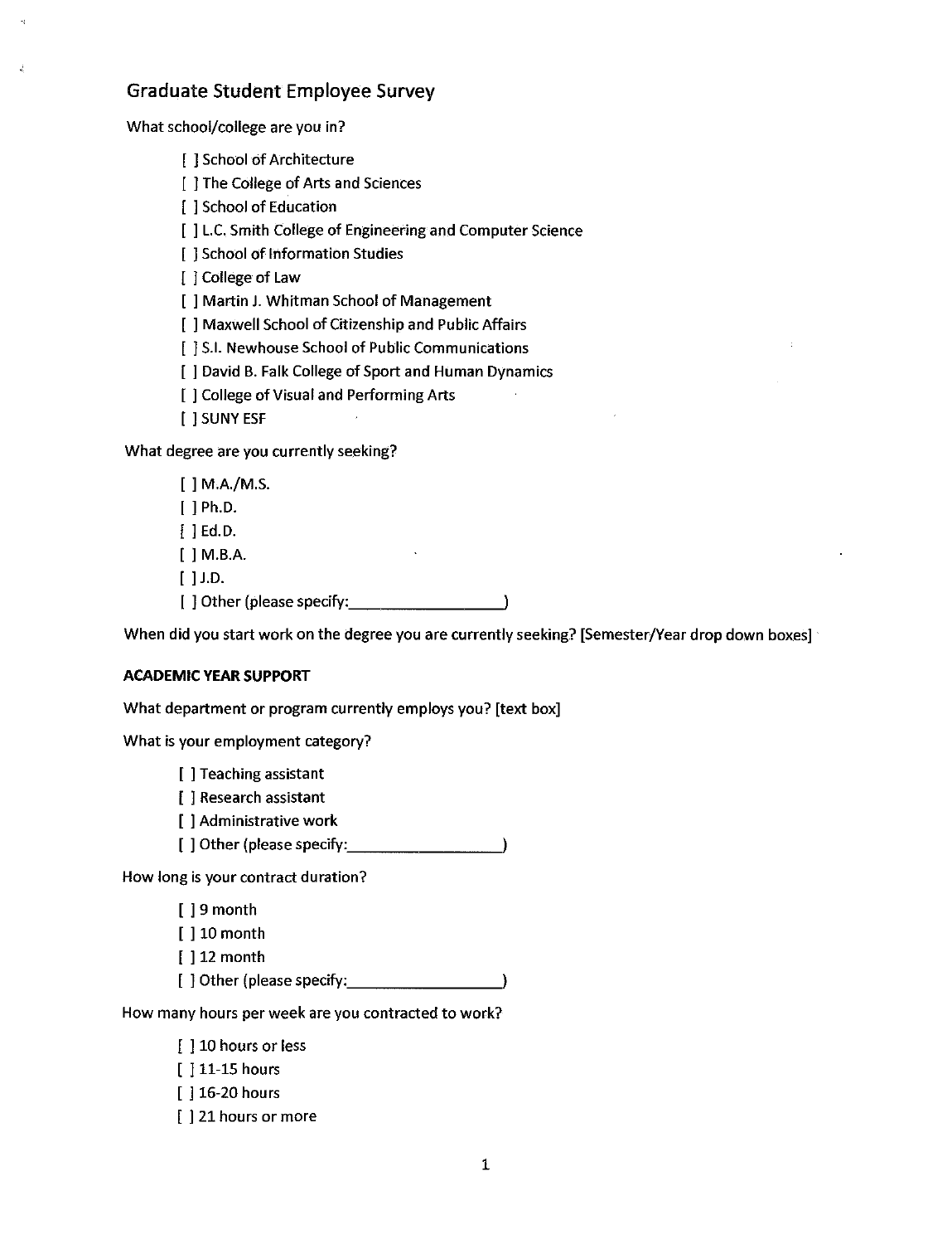## Graduate Student Employee Survey

What school/college are you in?

- [ ] School of Architecture
- [ ] The College of Arts and Sciences
- [ ] School of Education
- [ ] L.C. Smith College of Engineering and Computer Science
- [ ] School of Information Studies
- [ ] College of Law
- [ ] Martin J. Whitman School of Management
- [ ] Maxwell School of Citizenship and Public Affairs
- [ ] S.I. Newhouse School of Public Communications
- [ ] David B. Falk College of Sport and Human Dynamics
- [ ] College of Visual and Performing Arts
- [ ] SUNY ESF

What degree are you currently seeking?

- [ ] M.A./M.S.
- [ ] Ph.D.
- [ ] Ed.D.
- [ ] M.B.A.
- [ ] J.D.
- [ ] Other (please specify:__________________)

When did you start work on the degree you are currently seeking? [Semester/Year drop down boxes]

**ACADEMIC YEAR SUPPORT**

What department or program currently employs you? [text box]

What is your employment category?

- [ ] Teaching assistant
- [ ] Research assistant
- [ ] Administrative work
- [ ] Other (please specify:__________________)

How long is your contract duration?

- [ ] 9 month
- [ ] 10 month
- [ ] 12 month
- [ ] Other (please specify:__________________)

How many hours per week are you contracted to work?

- [ ] 10 hours or less
- [ ] 11-15 hours
- [ ] 16-20 hours
- [ ] 21 hours or more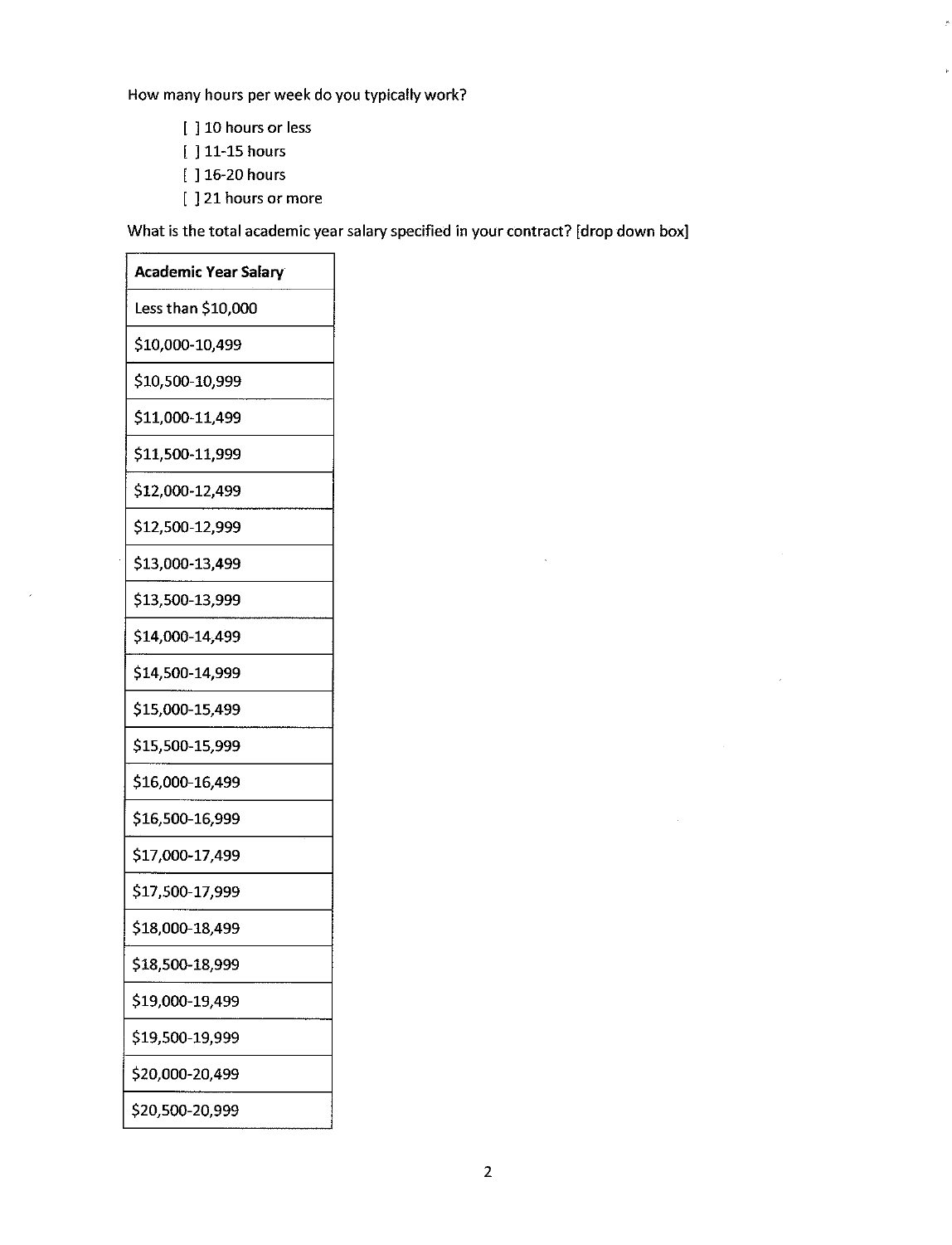How many hours per week do you typically work?

- [ ] 10 hours or less
- [ ] 11-15 hours
- [ ] 16-20 hours
- [ ] 21 hours or more

What is the total academic year salary specified in your contract? [drop down box]

| **Academic Year Salary** |
|---|
| Less than $10,000 |
| $10,000-10,499 |
| $10,500-10,999 |
| $11,000-11,499 |
| $11,500-11,999 |
| $12,000-12,499 |
| $12,500-12,999 |
| $13,000-13,499 |
| $13,500-13,999 |
| $14,000-14,499 |
| $14,500-14,999 |
| $15,000-15,499 |
| $15,500-15,999 |
| $16,000-16,499 |
| $16,500-16,999 |
| $17,000-17,499 |
| $17,500-17,999 |
| $18,000-18,499 |
| $18,500-18,999 |
| $19,000-19,499 |
| $19,500-19,999 |
| $20,000-20,499 |
| $20,500-20,999 |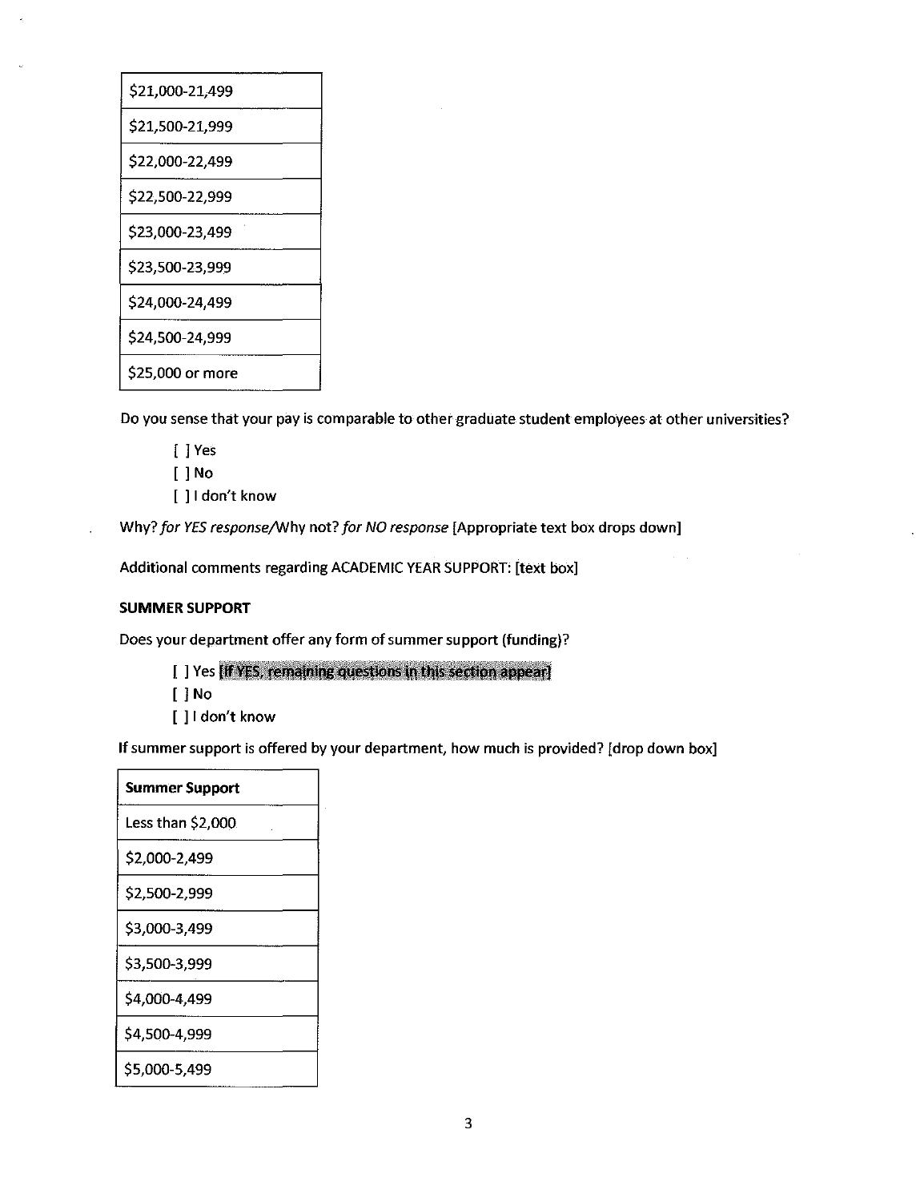| |
|---|
| $21,000-21,499 |
| $21,500-21,999 |
| $22,000-22,499 |
| $22,500-22,999 |
| $23,000-23,499 |
| $23,500-23,999 |
| $24,000-24,499 |
| $24,500-24,999 |
| $25,000 or more |

Do you sense that your pay is comparable to other graduate student employees at other universities?

[ ] Yes
[ ] No
[ ] I don't know

Why? *for YES response*/Why not? *for NO response* [Appropriate text box drops down]

Additional comments regarding ACADEMIC YEAR SUPPORT: [text box]

**SUMMER SUPPORT**

Does your department offer any form of summer support (funding)?

[ ] Yes [If YES, remaining questions in this section appear]
[ ] No
[ ] I don't know

If summer support is offered by your department, how much is provided? [drop down box]

| Summer Support |
|---|
| Less than $2,000 |
| $2,000-2,499 |
| $2,500-2,999 |
| $3,000-3,499 |
| $3,500-3,999 |
| $4,000-4,499 |
| $4,500-4,999 |
| $5,000-5,499 |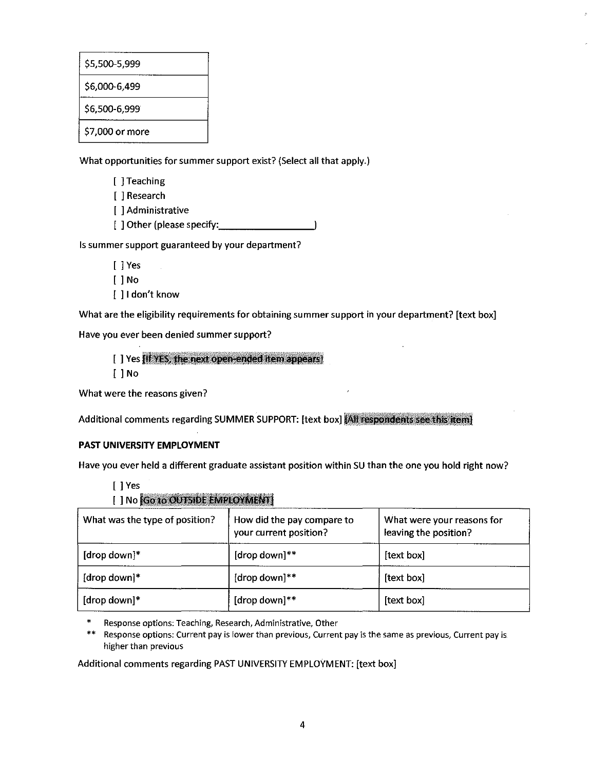| $5,500-5,999 |
|---|
| $6,000-6,499 |
| $6,500-6,999 |
| $7,000 or more |

What opportunities for summer support exist? (Select all that apply.)

- [ ] Teaching
- [ ] Research
- [ ] Administrative
- [ ] Other (please specify:_________________)

Is summer support guaranteed by your department?

- [ ] Yes
- [ ] No
- [ ] I don't know

What are the eligibility requirements for obtaining summer support in your department? [text box]

Have you ever been denied summer support?

- [ ] Yes [If YES, the next open-ended item appears]
- [ ] No

What were the reasons given?

Additional comments regarding SUMMER SUPPORT: [text box] [All respondents see this item]

**PAST UNIVERSITY EMPLOYMENT**

Have you ever held a different graduate assistant position within SU than the one you hold right now?

- [ ] Yes
- [ ] No [Go to OUTSIDE EMPLOYMENT]

| What was the type of position? | How did the pay compare to your current position? | What were your reasons for leaving the position? |
|---|---|---|
| [drop down]* | [drop down]** | [text box] |
| [drop down]* | [drop down]** | [text box] |
| [drop down]* | [drop down]** | [text box] |

\* Response options: Teaching, Research, Administrative, Other

\*\* Response options: Current pay is lower than previous, Current pay is the same as previous, Current pay is higher than previous

Additional comments regarding PAST UNIVERSITY EMPLOYMENT: [text box]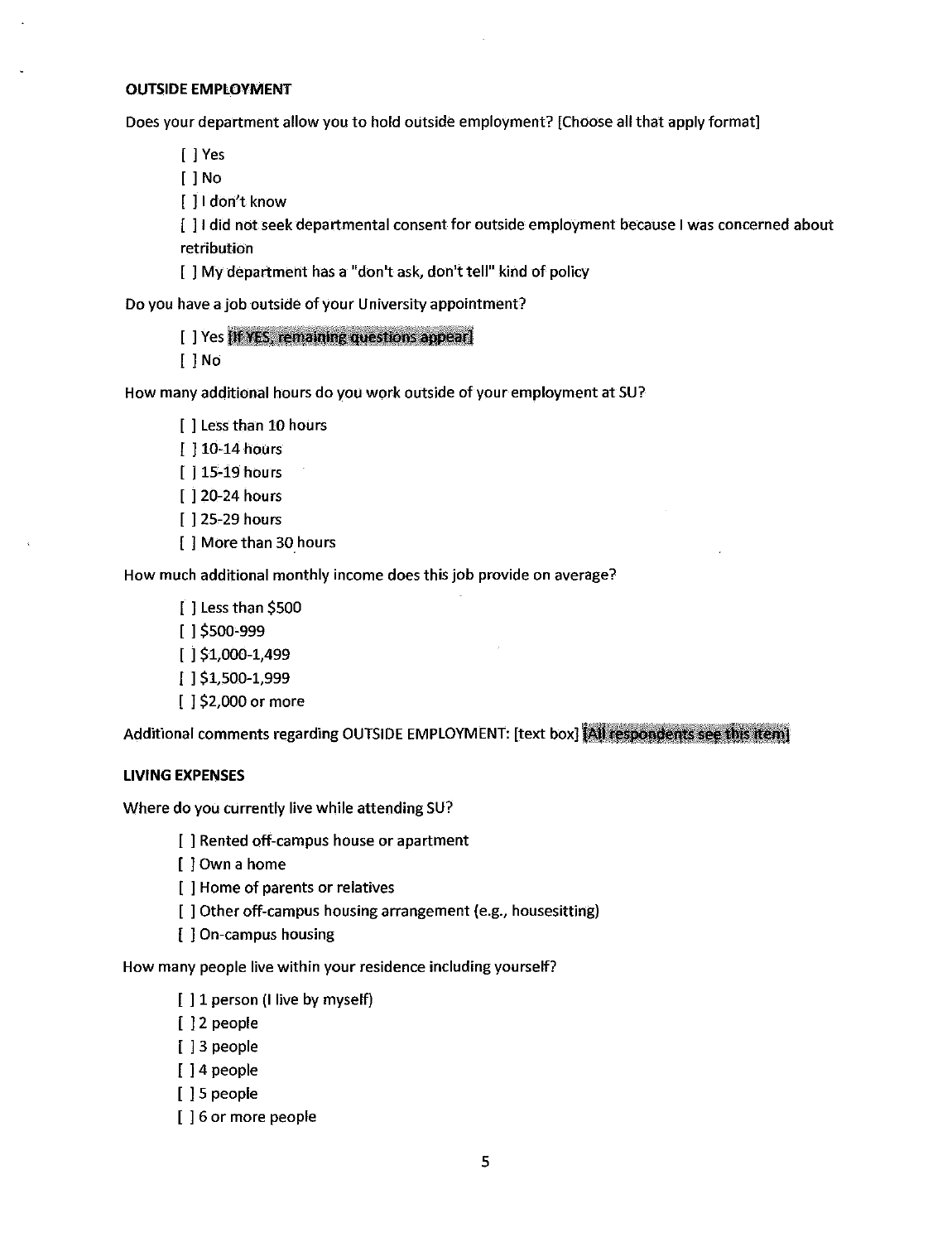**OUTSIDE EMPLOYMENT**

Does your department allow you to hold outside employment? [Choose all that apply format]

- [ ] Yes
- [ ] No
- [ ] I don't know
- [ ] I did not seek departmental consent for outside employment because I was concerned about retribution
- [ ] My department has a "don't ask, don't tell" kind of policy

Do you have a job outside of your University appointment?

- [ ] Yes [If YES, remaining questions appear]
- [ ] No

How many additional hours do you work outside of your employment at SU?

- [ ] Less than 10 hours
- [ ] 10-14 hours
- [ ] 15-19 hours
- [ ] 20-24 hours
- [ ] 25-29 hours
- [ ] More than 30 hours

How much additional monthly income does this job provide on average?

- [ ] Less than $500
- [ ] $500-999
- [ ] $1,000-1,499
- [ ] $1,500-1,999
- [ ] $2,000 or more

Additional comments regarding OUTSIDE EMPLOYMENT: [text box] [All respondents see this item]

**LIVING EXPENSES**

Where do you currently live while attending SU?

- [ ] Rented off-campus house or apartment
- [ ] Own a home
- [ ] Home of parents or relatives
- [ ] Other off-campus housing arrangement (e.g., housesitting)
- [ ] On-campus housing

How many people live within your residence including yourself?

- [ ] 1 person (I live by myself)
- [ ] 2 people
- [ ] 3 people
- [ ] 4 people
- [ ] 5 people
- [ ] 6 or more people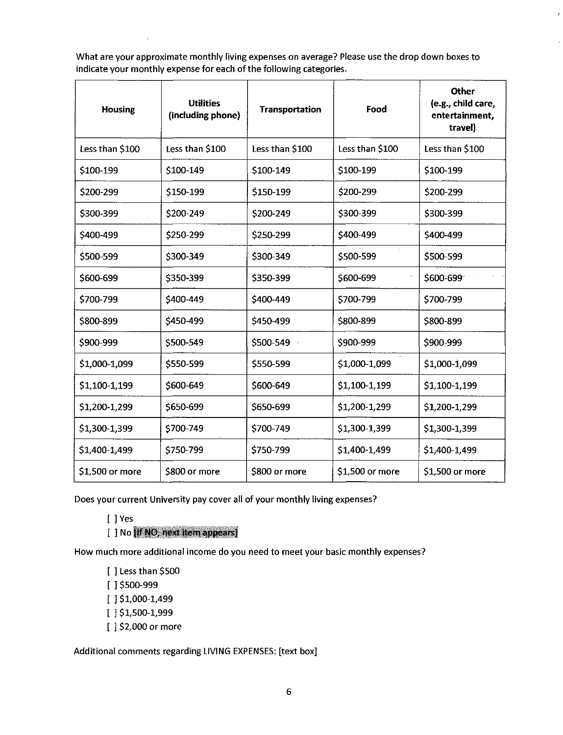What are your approximate monthly living expenses on average? Please use the drop down boxes to indicate your monthly expense for each of the following categories.

| Housing | Utilities (including phone) | Transportation | Food | Other (e.g., child care, entertainment, travel) |
|---|---|---|---|---|
| Less than $100 | Less than $100 | Less than $100 | Less than $100 | Less than $100 |
| $100-199 | $100-149 | $100-149 | $100-199 | $100-199 |
| $200-299 | $150-199 | $150-199 | $200-299 | $200-299 |
| $300-399 | $200-249 | $200-249 | $300-399 | $300-399 |
| $400-499 | $250-299 | $250-299 | $400-499 | $400-499 |
| $500-599 | $300-349 | $300-349 | $500-599 | $500-599 |
| $600-699 | $350-399 | $350-399 | $600-699 | $600-699 |
| $700-799 | $400-449 | $400-449 | $700-799 | $700-799 |
| $800-899 | $450-499 | $450-499 | $800-899 | $800-899 |
| $900-999 | $500-549 | $500-549 | $900-999 | $900-999 |
| $1,000-1,099 | $550-599 | $550-599 | $1,000-1,099 | $1,000-1,099 |
| $1,100-1,199 | $600-649 | $600-649 | $1,100-1,199 | $1,100-1,199 |
| $1,200-1,299 | $650-699 | $650-699 | $1,200-1,299 | $1,200-1,299 |
| $1,300-1,399 | $700-749 | $700-749 | $1,300-1,399 | $1,300-1,399 |
| $1,400-1,499 | $750-799 | $750-799 | $1,400-1,499 | $1,400-1,499 |
| $1,500 or more | $800 or more | $800 or more | $1,500 or more | $1,500 or more |

Does your current University pay cover all of your monthly living expenses?

- [ ] Yes
- [ ] No [If NO, next item appears]

How much more additional income do you need to meet your basic monthly expenses?

- [ ] Less than $500
- [ ] $500-999
- [ ] $1,000-1,499
- [ ] $1,500-1,999
- [ ] $2,000 or more

Additional comments regarding LIVING EXPENSES: [text box]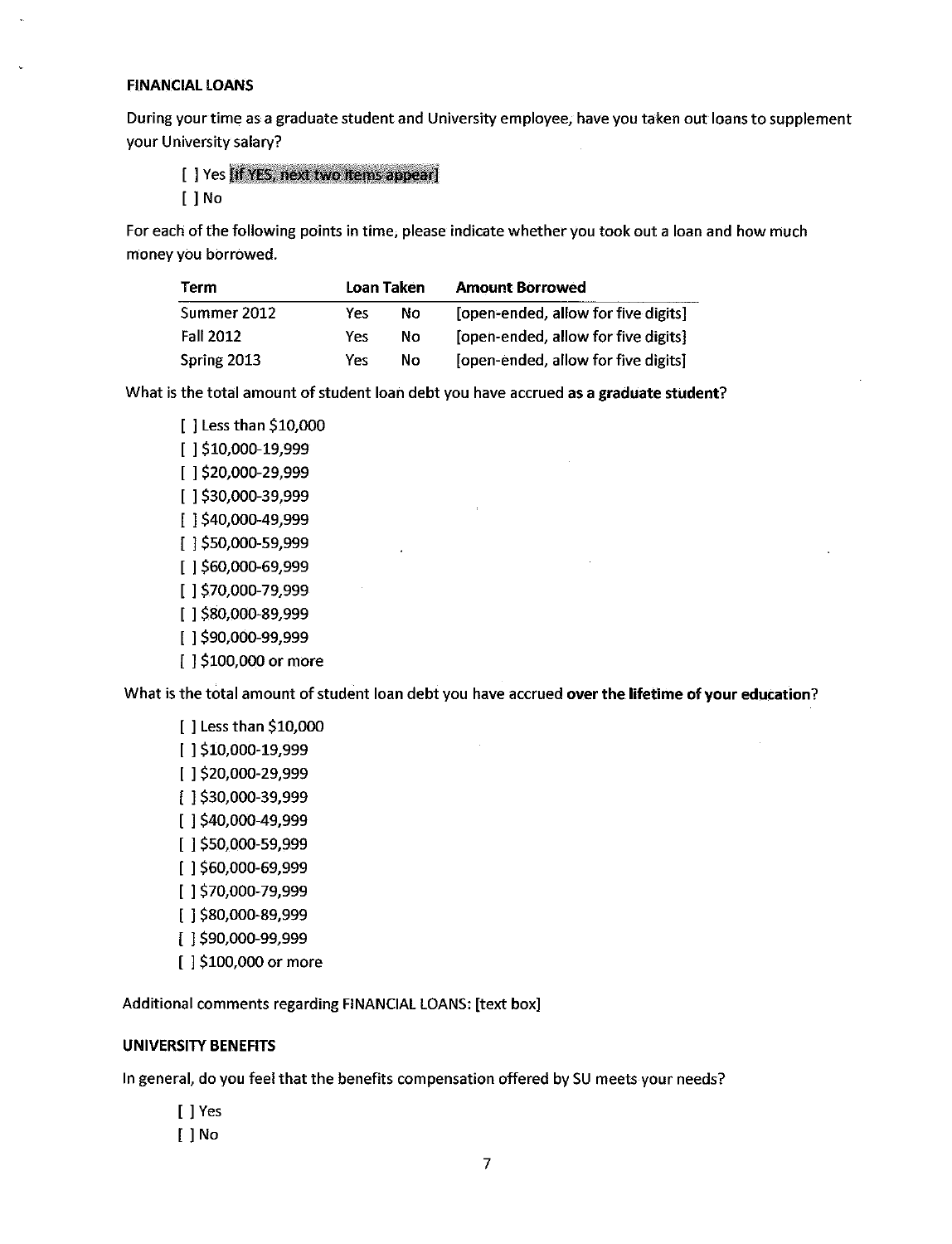### FINANCIAL LOANS

During your time as a graduate student and University employee, have you taken out loans to supplement your University salary?

- [ ] Yes [If YES, next two items appear]
- [ ] No

For each of the following points in time, please indicate whether you took out a loan and how much money you borrowed.

| Term | Loan Taken | | Amount Borrowed |
|---|---|---|---|
| Summer 2012 | Yes | No | [open-ended, allow for five digits] |
| Fall 2012 | Yes | No | [open-ended, allow for five digits] |
| Spring 2013 | Yes | No | [open-ended, allow for five digits] |

What is the total amount of student loan debt you have accrued **as a graduate student**?

- [ ] Less than $10,000
- [ ] $10,000-19,999
- [ ] $20,000-29,999
- [ ] $30,000-39,999
- [ ] $40,000-49,999
- [ ] $50,000-59,999
- [ ] $60,000-69,999
- [ ] $70,000-79,999
- [ ] $80,000-89,999
- [ ] $90,000-99,999
- [ ] $100,000 or more

What is the total amount of student loan debt you have accrued **over the lifetime of your education**?

- [ ] Less than $10,000
- [ ] $10,000-19,999
- [ ] $20,000-29,999
- [ ] $30,000-39,999
- [ ] $40,000-49,999
- [ ] $50,000-59,999
- [ ] $60,000-69,999
- [ ] $70,000-79,999
- [ ] $80,000-89,999
- [ ] $90,000-99,999
- [ ] $100,000 or more

Additional comments regarding FINANCIAL LOANS: [text box]

### UNIVERSITY BENEFITS

In general, do you feel that the benefits compensation offered by SU meets your needs?

- [ ] Yes
- [ ] No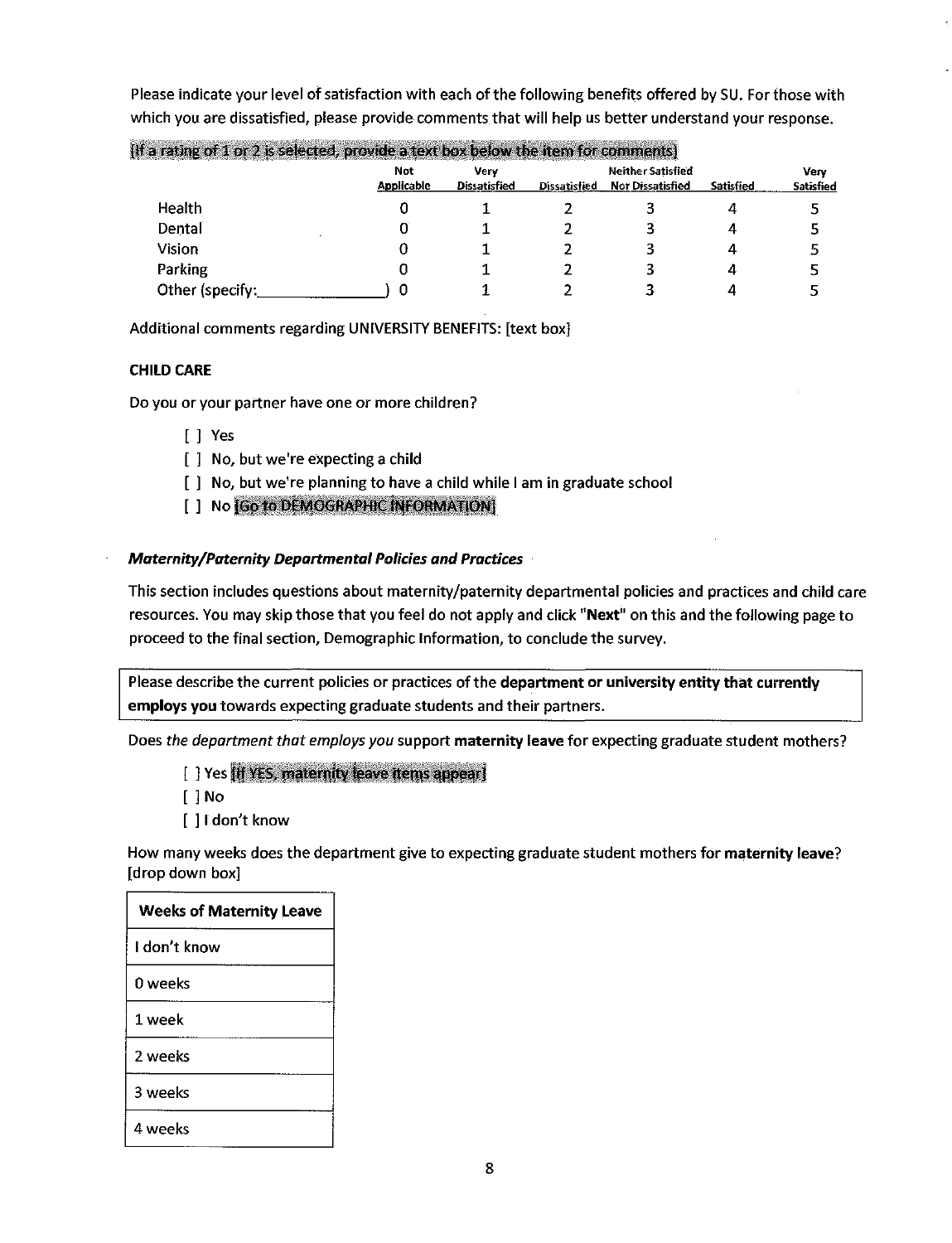Please indicate your level of satisfaction with each of the following benefits offered by SU. For those with which you are dissatisfied, please provide comments that will help us better understand your response.

[If a rating of 1 or 2 is selected, provide a text box below the item for comments]

| | Not Applicable | Very Dissatisfied | Dissatisfied | Neither Satisfied Nor Dissatisfied | Satisfied | Very Satisfied |
|---|---|---|---|---|---|---|
| Health | 0 | 1 | 2 | 3 | 4 | 5 |
| Dental | 0 | 1 | 2 | 3 | 4 | 5 |
| Vision | 0 | 1 | 2 | 3 | 4 | 5 |
| Parking | 0 | 1 | 2 | 3 | 4 | 5 |
| Other (specify:_____________) | 0 | 1 | 2 | 3 | 4 | 5 |

Additional comments regarding UNIVERSITY BENEFITS: [text box]

**CHILD CARE**

Do you or your partner have one or more children?

- [ ] Yes
- [ ] No, but we're expecting a child
- [ ] No, but we're planning to have a child while I am in graduate school
- [ ] No [Go to DEMOGRAPHIC INFORMATION]

***Maternity/Paternity Departmental Policies and Practices***

This section includes questions about maternity/paternity departmental policies and practices and child care resources. You may skip those that you feel do not apply and click "**Next**" on this and the following page to proceed to the final section, Demographic Information, to conclude the survey.

Please describe the current policies or practices of the **department or university entity that currently employs you** towards expecting graduate students and their partners.

Does *the department that employs you* support **maternity leave** for expecting graduate student mothers?

- [ ] Yes [If YES, maternity leave items appear]
- [ ] No
- [ ] I don't know

How many weeks does the department give to expecting graduate student mothers for **maternity leave**? [drop down box]

| Weeks of Maternity Leave |
|---|
| I don't know |
| 0 weeks |
| 1 week |
| 2 weeks |
| 3 weeks |
| 4 weeks |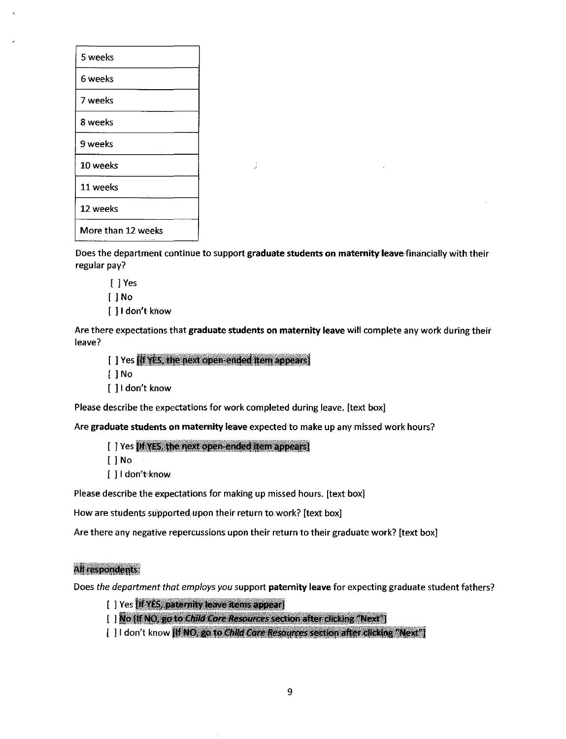| 5 weeks |
|---|
| 6 weeks |
| 7 weeks |
| 8 weeks |
| 9 weeks |
| 10 weeks |
| 11 weeks |
| 12 weeks |
| More than 12 weeks |

Does the department continue to support **graduate students on maternity leave** financially with their regular pay?

[ ] Yes
[ ] No
[ ] I don't know

Are there expectations that **graduate students on maternity leave** will complete any work during their leave?

[ ] Yes [If YES, the next open-ended item appears]
[ ] No
[ ] I don't know

Please describe the expectations for work completed during leave. [text box]

Are **graduate students on maternity leave** expected to make up any missed work hours?

[ ] Yes [If YES, the next open-ended item appears]
[ ] No
[ ] I don't know

Please describe the expectations for making up missed hours. [text box]

How are students supported upon their return to work? [text box]

Are there any negative repercussions upon their return to their graduate work? [text box]

All respondents:

Does *the department that employs you* support **paternity leave** for expecting graduate student fathers?

[ ] Yes [If YES, paternity leave items appear]
[ ] No [If NO, go to *Child Care Resources* section after clicking "Next"]
[ ] I don't know [If NO, go to *Child Care Resources* section after clicking "Next"]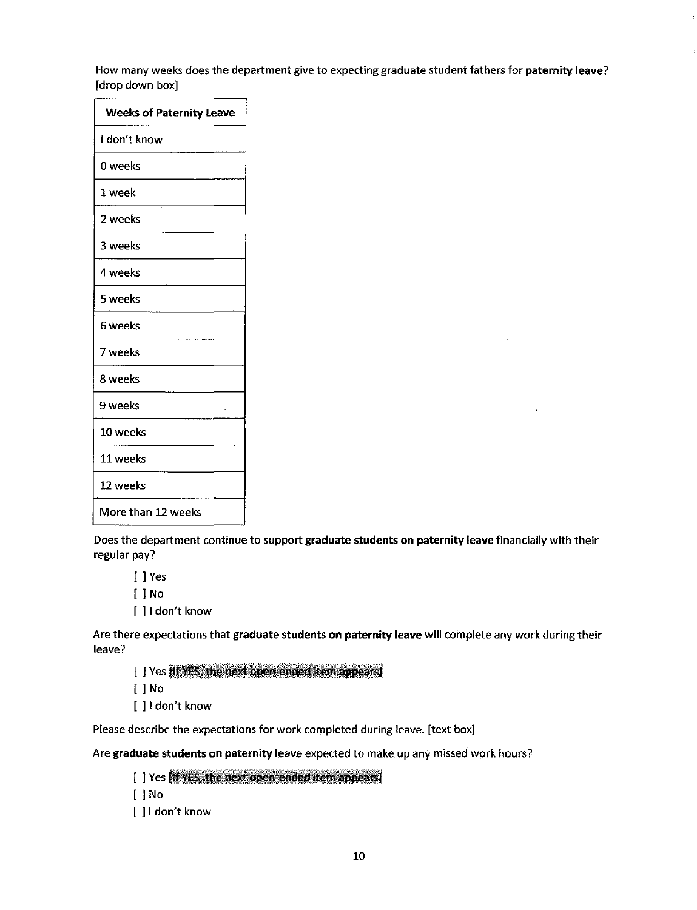How many weeks does the department give to expecting graduate student fathers for **paternity leave**? [drop down box]

| Weeks of Paternity Leave |
|---|
| I don't know |
| 0 weeks |
| 1 week |
| 2 weeks |
| 3 weeks |
| 4 weeks |
| 5 weeks |
| 6 weeks |
| 7 weeks |
| 8 weeks |
| 9 weeks |
| 10 weeks |
| 11 weeks |
| 12 weeks |
| More than 12 weeks |

Does the department continue to support **graduate students on paternity leave** financially with their regular pay?

[ ] Yes
[ ] No
[ ] I don't know

Are there expectations that **graduate students on paternity leave** will complete any work during their leave?

[ ] Yes [If YES, the next open-ended item appears]
[ ] No
[ ] I don't know

Please describe the expectations for work completed during leave. [text box]

Are **graduate students on paternity leave** expected to make up any missed work hours?

[ ] Yes [If YES, the next open-ended item appears]
[ ] No
[ ] I don't know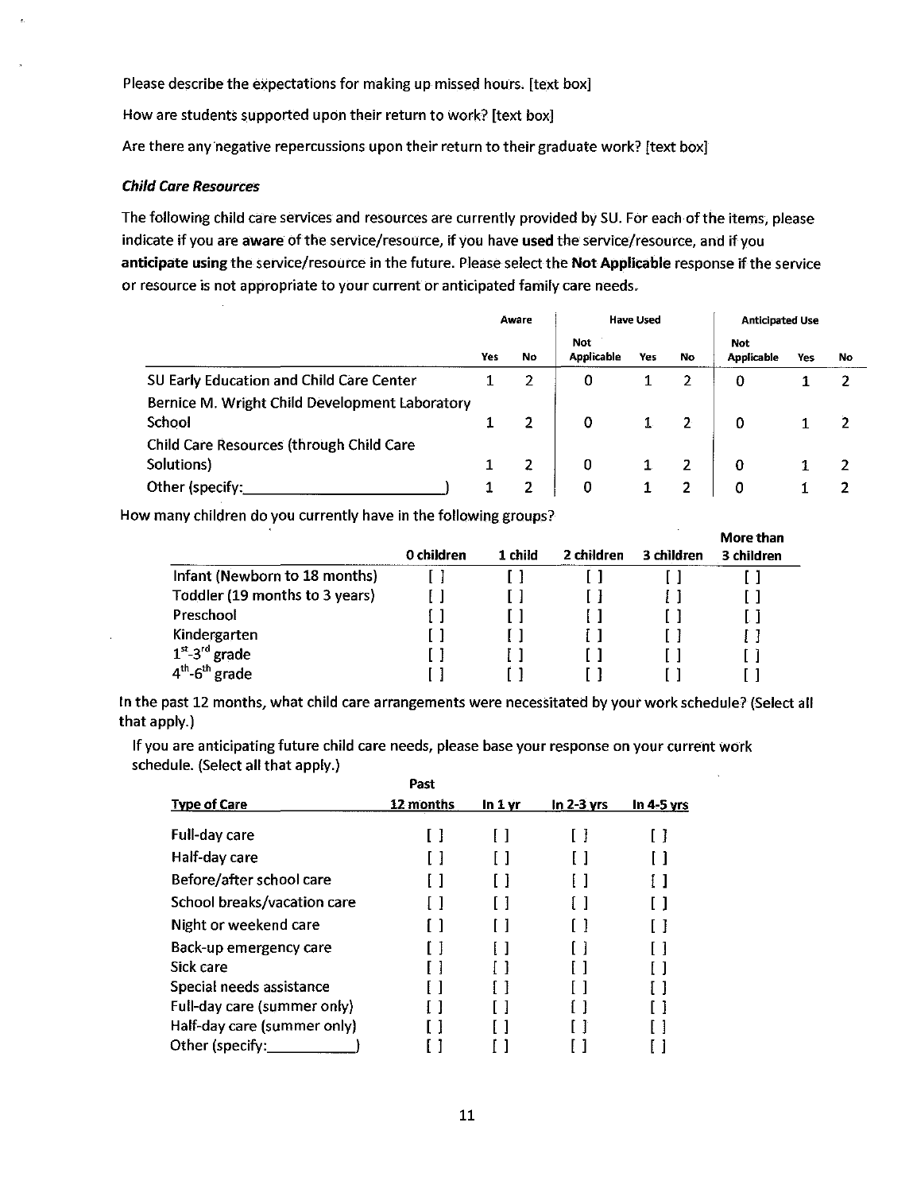Please describe the expectations for making up missed hours. [text box]

How are students supported upon their return to work? [text box]

Are there any negative repercussions upon their return to their graduate work? [text box]

### *Child Care Resources*

The following child care services and resources are currently provided by SU. For each of the items, please indicate if you are **aware** of the service/resource, if you have **used** the service/resource, and if you **anticipate using** the service/resource in the future. Please select the **Not Applicable** response if the service or resource is not appropriate to your current or anticipated family care needs.

| | Aware | | Have Used | | | Anticipated Use | | |
|---|---|---|---|---|---|---|---|---|
| | Yes | No | Not Applicable | Yes | No | Not Applicable | Yes | No |
| SU Early Education and Child Care Center | 1 | 2 | 0 | 1 | 2 | 0 | 1 | 2 |
| Bernice M. Wright Child Development Laboratory School | 1 | 2 | 0 | 1 | 2 | 0 | 1 | 2 |
| Child Care Resources (through Child Care Solutions) | 1 | 2 | 0 | 1 | 2 | 0 | 1 | 2 |
| Other (specify:________________________) | 1 | 2 | 0 | 1 | 2 | 0 | 1 | 2 |

How many children do you currently have in the following groups?

| | 0 children | 1 child | 2 children | 3 children | More than 3 children |
|---|---|---|---|---|---|
| Infant (Newborn to 18 months) | [ ] | [ ] | [ ] | [ ] | [ ] |
| Toddler (19 months to 3 years) | [ ] | [ ] | [ ] | [ ] | [ ] |
| Preschool | [ ] | [ ] | [ ] | [ ] | [ ] |
| Kindergarten | [ ] | [ ] | [ ] | [ ] | [ ] |
| 1st-3rd grade | [ ] | [ ] | [ ] | [ ] | [ ] |
| 4th-6th grade | [ ] | [ ] | [ ] | [ ] | [ ] |

In the past 12 months, what child care arrangements were necessitated by your work schedule? (Select all that apply.)

If you are anticipating future child care needs, please base your response on your current work schedule. (Select all that apply.)

| Type of Care | Past 12 months | In 1 yr | In 2-3 yrs | In 4-5 yrs |
|---|---|---|---|---|
| Full-day care | [ ] | [ ] | [ ] | [ ] |
| Half-day care | [ ] | [ ] | [ ] | [ ] |
| Before/after school care | [ ] | [ ] | [ ] | [ ] |
| School breaks/vacation care | [ ] | [ ] | [ ] | [ ] |
| Night or weekend care | [ ] | [ ] | [ ] | [ ] |
| Back-up emergency care | [ ] | [ ] | [ ] | [ ] |
| Sick care | [ ] | [ ] | [ ] | [ ] |
| Special needs assistance | [ ] | [ ] | [ ] | [ ] |
| Full-day care (summer only) | [ ] | [ ] | [ ] | [ ] |
| Half-day care (summer only) | [ ] | [ ] | [ ] | [ ] |
| Other (specify:__________) | [ ] | [ ] | [ ] | [ ] |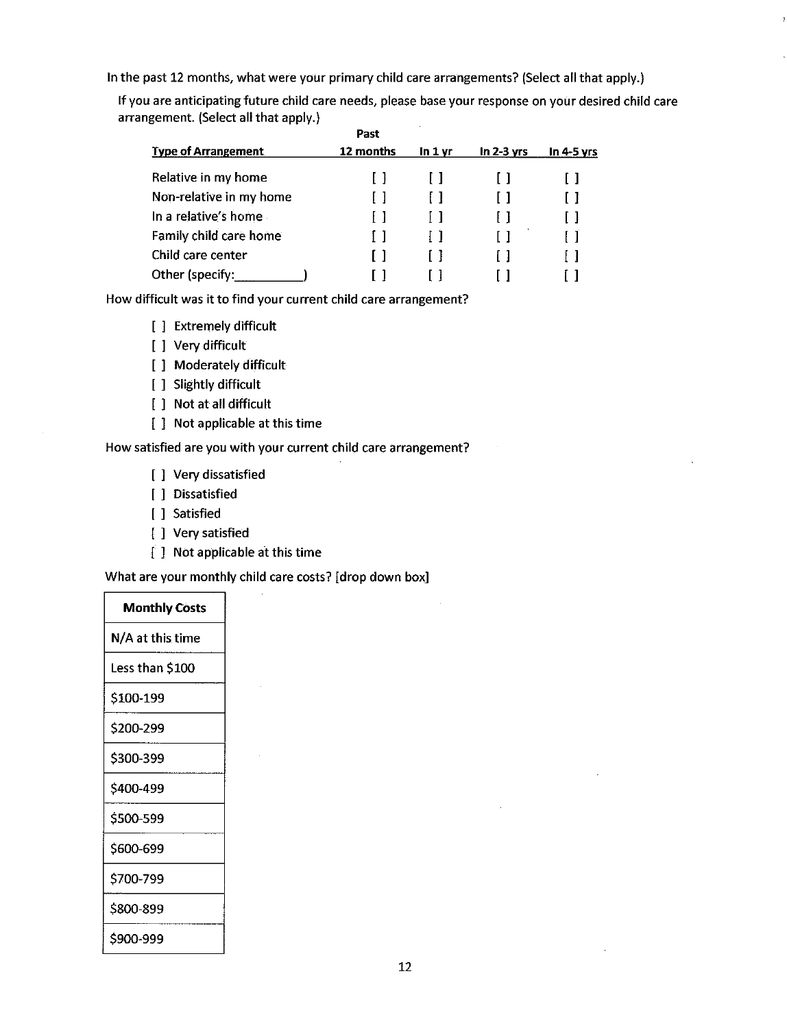In the past 12 months, what were your primary child care arrangements? (Select all that apply.)

If you are anticipating future child care needs, please base your response on your desired child care arrangement. (Select all that apply.)

| Type of Arrangement | Past 12 months | In 1 yr | In 2-3 yrs | In 4-5 yrs |
|---|---|---|---|---|
| Relative in my home | [ ] | [ ] | [ ] | [ ] |
| Non-relative in my home | [ ] | [ ] | [ ] | [ ] |
| In a relative's home | [ ] | [ ] | [ ] | [ ] |
| Family child care home | [ ] | [ ] | [ ] | [ ] |
| Child care center | [ ] | [ ] | [ ] | [ ] |
| Other (specify:_________) | [ ] | [ ] | [ ] | [ ] |

How difficult was it to find your current child care arrangement?

- [ ] Extremely difficult
- [ ] Very difficult
- [ ] Moderately difficult
- [ ] Slightly difficult
- [ ] Not at all difficult
- [ ] Not applicable at this time

How satisfied are you with your current child care arrangement?

- [ ] Very dissatisfied
- [ ] Dissatisfied
- [ ] Satisfied
- [ ] Very satisfied
- [ ] Not applicable at this time

What are your monthly child care costs? [drop down box]

| Monthly Costs |
|---|
| N/A at this time |
| Less than $100 |
| $100-199 |
| $200-299 |
| $300-399 |
| $400-499 |
| $500-599 |
| $600-699 |
| $700-799 |
| $800-899 |
| $900-999 |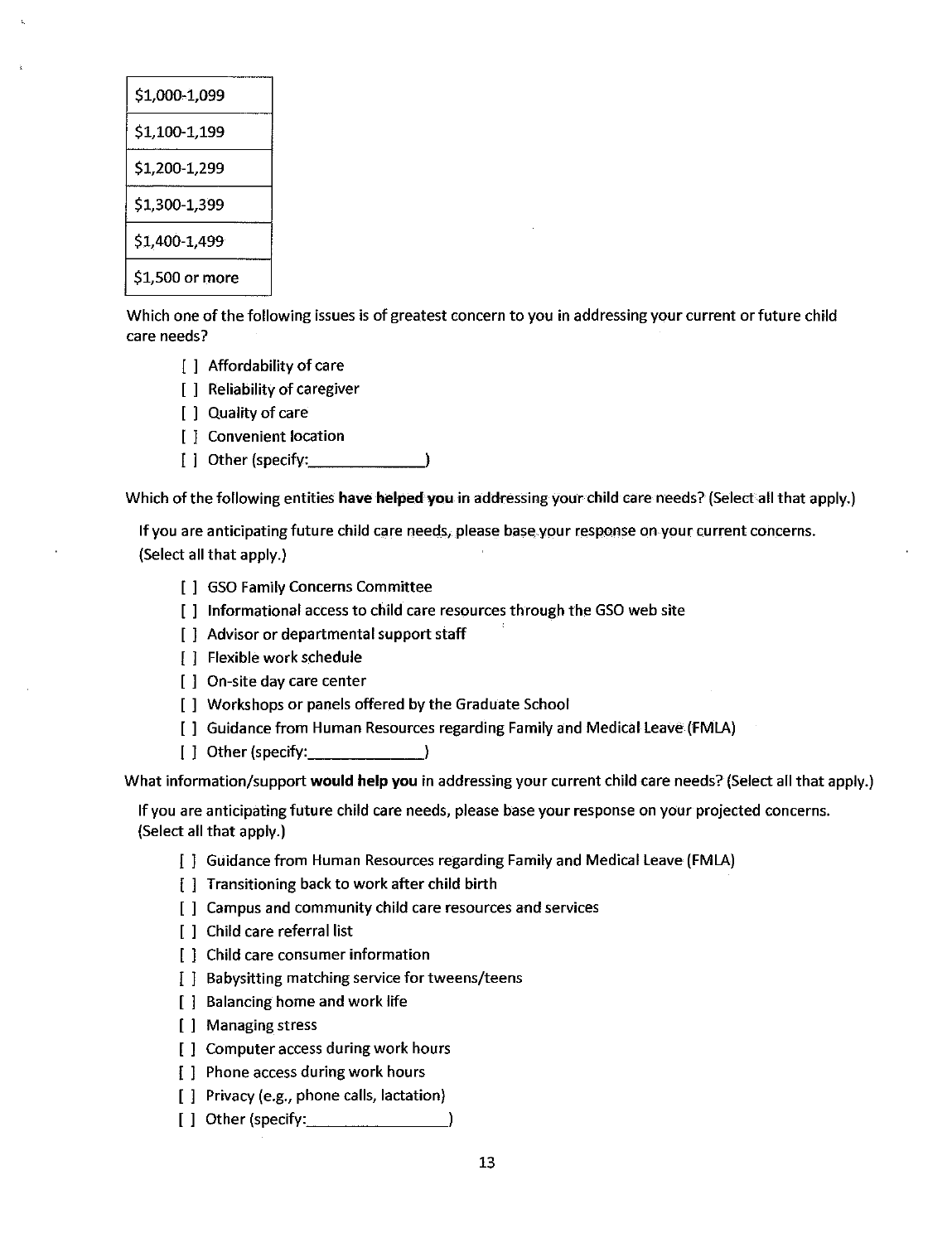| $1,000-1,099 |
|---|
| $1,100-1,199 |
| $1,200-1,299 |
| $1,300-1,399 |
| $1,400-1,499 |
| $1,500 or more |

Which one of the following issues is of greatest concern to you in addressing your current or future child care needs?

- [ ] Affordability of care
- [ ] Reliability of caregiver
- [ ] Quality of care
- [ ] Convenient location
- [ ] Other (specify:_____________)

Which of the following entities **have helped you** in addressing your child care needs? (Select all that apply.)

If you are anticipating future child care needs, please base your response on your current concerns. (Select all that apply.)

- [ ] GSO Family Concerns Committee
- [ ] Informational access to child care resources through the GSO web site
- [ ] Advisor or departmental support staff
- [ ] Flexible work schedule
- [ ] On-site day care center
- [ ] Workshops or panels offered by the Graduate School
- [ ] Guidance from Human Resources regarding Family and Medical Leave (FMLA)
- [ ] Other (specify:_____________)

What information/support **would help you** in addressing your current child care needs? (Select all that apply.)

If you are anticipating future child care needs, please base your response on your projected concerns. (Select all that apply.)

- [ ] Guidance from Human Resources regarding Family and Medical Leave (FMLA)
- [ ] Transitioning back to work after child birth
- [ ] Campus and community child care resources and services
- [ ] Child care referral list
- [ ] Child care consumer information
- [ ] Babysitting matching service for tweens/teens
- [ ] Balancing home and work life
- [ ] Managing stress
- [ ] Computer access during work hours
- [ ] Phone access during work hours
- [ ] Privacy (e.g., phone calls, lactation)
- [ ] Other (specify:_______________)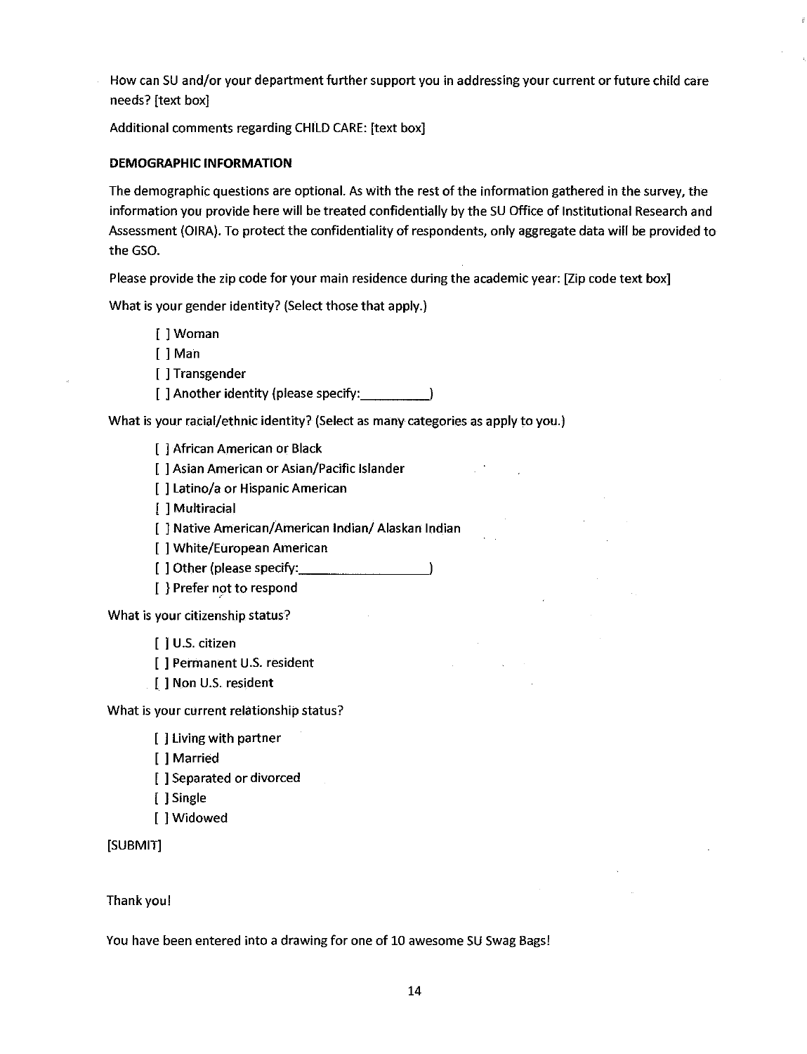How can SU and/or your department further support you in addressing your current or future child care needs? [text box]

Additional comments regarding CHILD CARE: [text box]

**DEMOGRAPHIC INFORMATION**

The demographic questions are optional. As with the rest of the information gathered in the survey, the information you provide here will be treated confidentially by the SU Office of Institutional Research and Assessment (OIRA). To protect the confidentiality of respondents, only aggregate data will be provided to the GSO.

Please provide the zip code for your main residence during the academic year: [Zip code text box]

What is your gender identity? (Select those that apply.)

- [ ] Woman
- [ ] Man
- [ ] Transgender
- [ ] Another identity (please specify:__________)

What is your racial/ethnic identity? (Select as many categories as apply to you.)

- [ ] African American or Black
- [ ] Asian American or Asian/Pacific Islander
- [ ] Latino/a or Hispanic American
- [ ] Multiracial
- [ ] Native American/American Indian/ Alaskan Indian
- [ ] White/European American
- [ ] Other (please specify:___________________)
- [ ] Prefer not to respond

What is your citizenship status?

- [ ] U.S. citizen
- [ ] Permanent U.S. resident
- [ ] Non U.S. resident

What is your current relationship status?

- [ ] Living with partner
- [ ] Married
- [ ] Separated or divorced
- [ ] Single
- [ ] Widowed

[SUBMIT]

Thank you!

You have been entered into a drawing for one of 10 awesome SU Swag Bags!